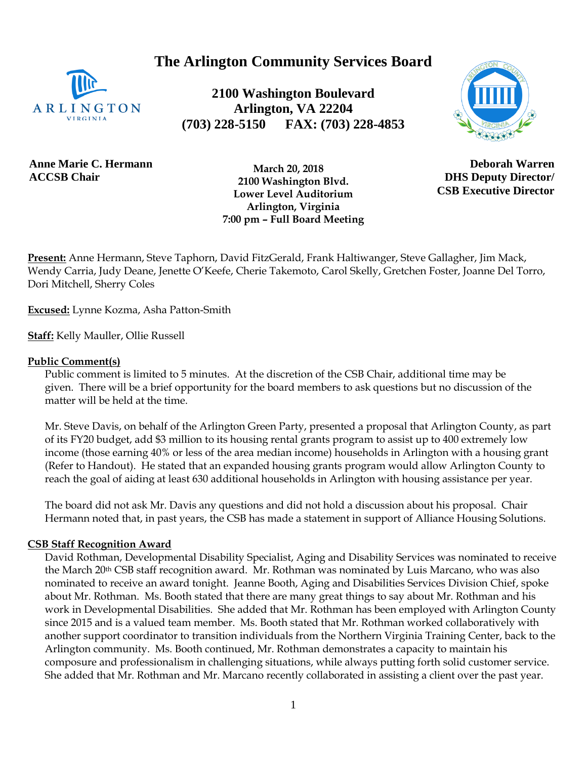# The Arlington Community Services Board

**2100 Washington Boulevard**
**Arlington, VA 22204**
**(703) 228-5150 FAX: (703) 228-4853**

**Anne Marie C. Hermann**
**ACCSB Chair**

**March 20, 2018**
**2100 Washington Blvd.**
**Lower Level Auditorium**
**Arlington, Virginia**
**7:00 pm – Full Board Meeting**

**Deborah Warren**
**DHS Deputy Director/**
**CSB Executive Director**

**Present:** Anne Hermann, Steve Taphorn, David FitzGerald, Frank Haltiwanger, Steve Gallagher, Jim Mack, Wendy Carria, Judy Deane, Jenette O'Keefe, Cherie Takemoto, Carol Skelly, Gretchen Foster, Joanne Del Torro, Dori Mitchell, Sherry Coles

**Excused:** Lynne Kozma, Asha Patton-Smith

**Staff:** Kelly Mauller, Ollie Russell

**Public Comment(s)**

Public comment is limited to 5 minutes. At the discretion of the CSB Chair, additional time may be given. There will be a brief opportunity for the board members to ask questions but no discussion of the matter will be held at the time.

Mr. Steve Davis, on behalf of the Arlington Green Party, presented a proposal that Arlington County, as part of its FY20 budget, add $3 million to its housing rental grants program to assist up to 400 extremely low income (those earning 40% or less of the area median income) households in Arlington with a housing grant (Refer to Handout). He stated that an expanded housing grants program would allow Arlington County to reach the goal of aiding at least 630 additional households in Arlington with housing assistance per year.

The board did not ask Mr. Davis any questions and did not hold a discussion about his proposal. Chair Hermann noted that, in past years, the CSB has made a statement in support of Alliance Housing Solutions.

**CSB Staff Recognition Award**

David Rothman, Developmental Disability Specialist, Aging and Disability Services was nominated to receive the March 20th CSB staff recognition award. Mr. Rothman was nominated by Luis Marcano, who was also nominated to receive an award tonight. Jeanne Booth, Aging and Disabilities Services Division Chief, spoke about Mr. Rothman. Ms. Booth stated that there are many great things to say about Mr. Rothman and his work in Developmental Disabilities. She added that Mr. Rothman has been employed with Arlington County since 2015 and is a valued team member. Ms. Booth stated that Mr. Rothman worked collaboratively with another support coordinator to transition individuals from the Northern Virginia Training Center, back to the Arlington community. Ms. Booth continued, Mr. Rothman demonstrates a capacity to maintain his composure and professionalism in challenging situations, while always putting forth solid customer service. She added that Mr. Rothman and Mr. Marcano recently collaborated in assisting a client over the past year.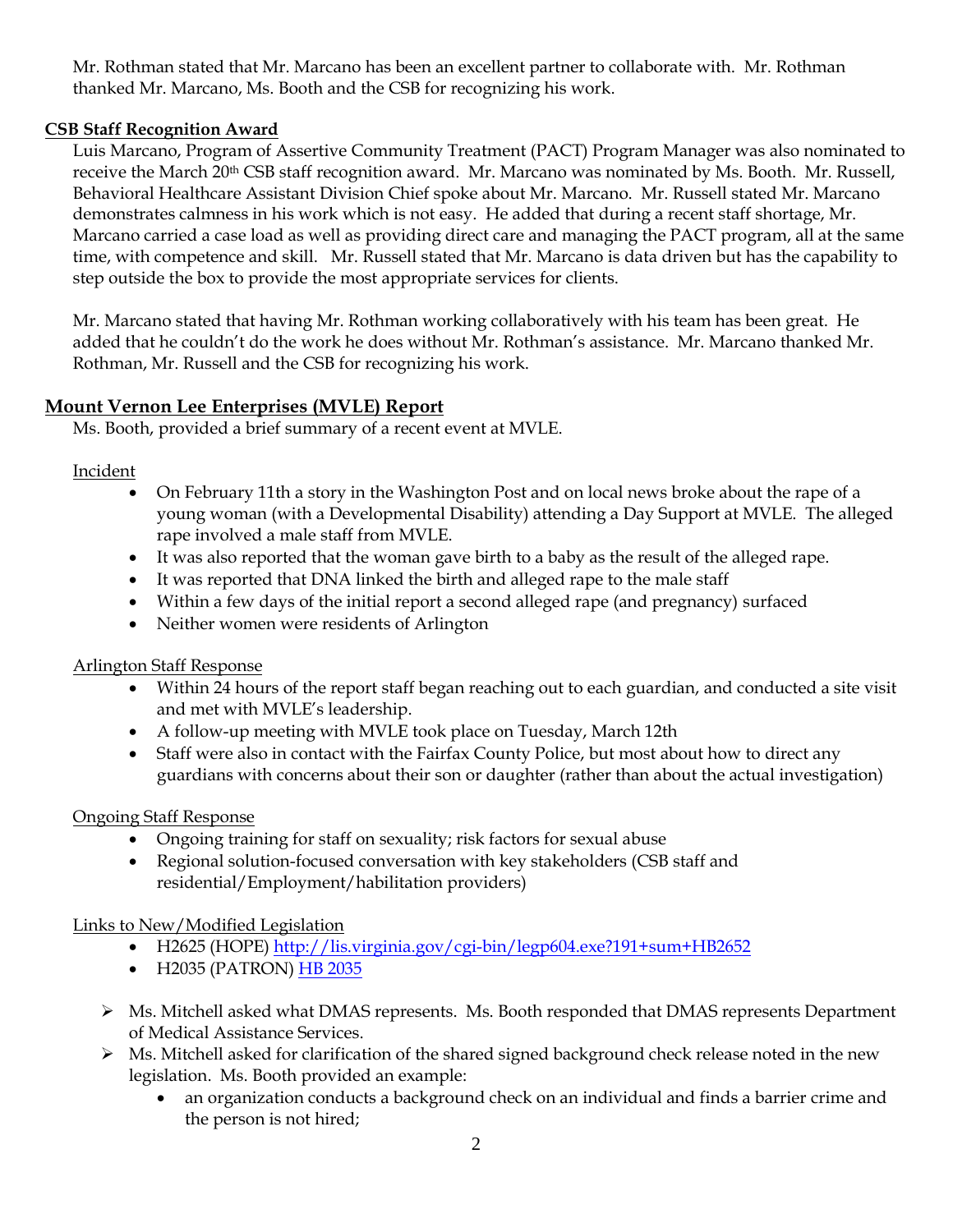Mr. Rothman stated that Mr. Marcano has been an excellent partner to collaborate with. Mr. Rothman thanked Mr. Marcano, Ms. Booth and the CSB for recognizing his work.

## CSB Staff Recognition Award

Luis Marcano, Program of Assertive Community Treatment (PACT) Program Manager was also nominated to receive the March 20th CSB staff recognition award. Mr. Marcano was nominated by Ms. Booth. Mr. Russell, Behavioral Healthcare Assistant Division Chief spoke about Mr. Marcano. Mr. Russell stated Mr. Marcano demonstrates calmness in his work which is not easy. He added that during a recent staff shortage, Mr. Marcano carried a case load as well as providing direct care and managing the PACT program, all at the same time, with competence and skill. Mr. Russell stated that Mr. Marcano is data driven but has the capability to step outside the box to provide the most appropriate services for clients.

Mr. Marcano stated that having Mr. Rothman working collaboratively with his team has been great. He added that he couldn't do the work he does without Mr. Rothman's assistance. Mr. Marcano thanked Mr. Rothman, Mr. Russell and the CSB for recognizing his work.

## Mount Vernon Lee Enterprises (MVLE) Report

Ms. Booth, provided a brief summary of a recent event at MVLE.

### Incident

- On February 11th a story in the Washington Post and on local news broke about the rape of a young woman (with a Developmental Disability) attending a Day Support at MVLE. The alleged rape involved a male staff from MVLE.
- It was also reported that the woman gave birth to a baby as the result of the alleged rape.
- It was reported that DNA linked the birth and alleged rape to the male staff
- Within a few days of the initial report a second alleged rape (and pregnancy) surfaced
- Neither women were residents of Arlington

### Arlington Staff Response

- Within 24 hours of the report staff began reaching out to each guardian, and conducted a site visit and met with MVLE's leadership.
- A follow-up meeting with MVLE took place on Tuesday, March 12th
- Staff were also in contact with the Fairfax County Police, but most about how to direct any guardians with concerns about their son or daughter (rather than about the actual investigation)

### Ongoing Staff Response

- Ongoing training for staff on sexuality; risk factors for sexual abuse
- Regional solution-focused conversation with key stakeholders (CSB staff and residential/Employment/habilitation providers)

### Links to New/Modified Legislation

- H2625 (HOPE) http://lis.virginia.gov/cgi-bin/legp604.exe?191+sum+HB2652
- H2035 (PATRON) HB 2035

- Ms. Mitchell asked what DMAS represents. Ms. Booth responded that DMAS represents Department of Medical Assistance Services.
- Ms. Mitchell asked for clarification of the shared signed background check release noted in the new legislation. Ms. Booth provided an example:
  - an organization conducts a background check on an individual and finds a barrier crime and the person is not hired;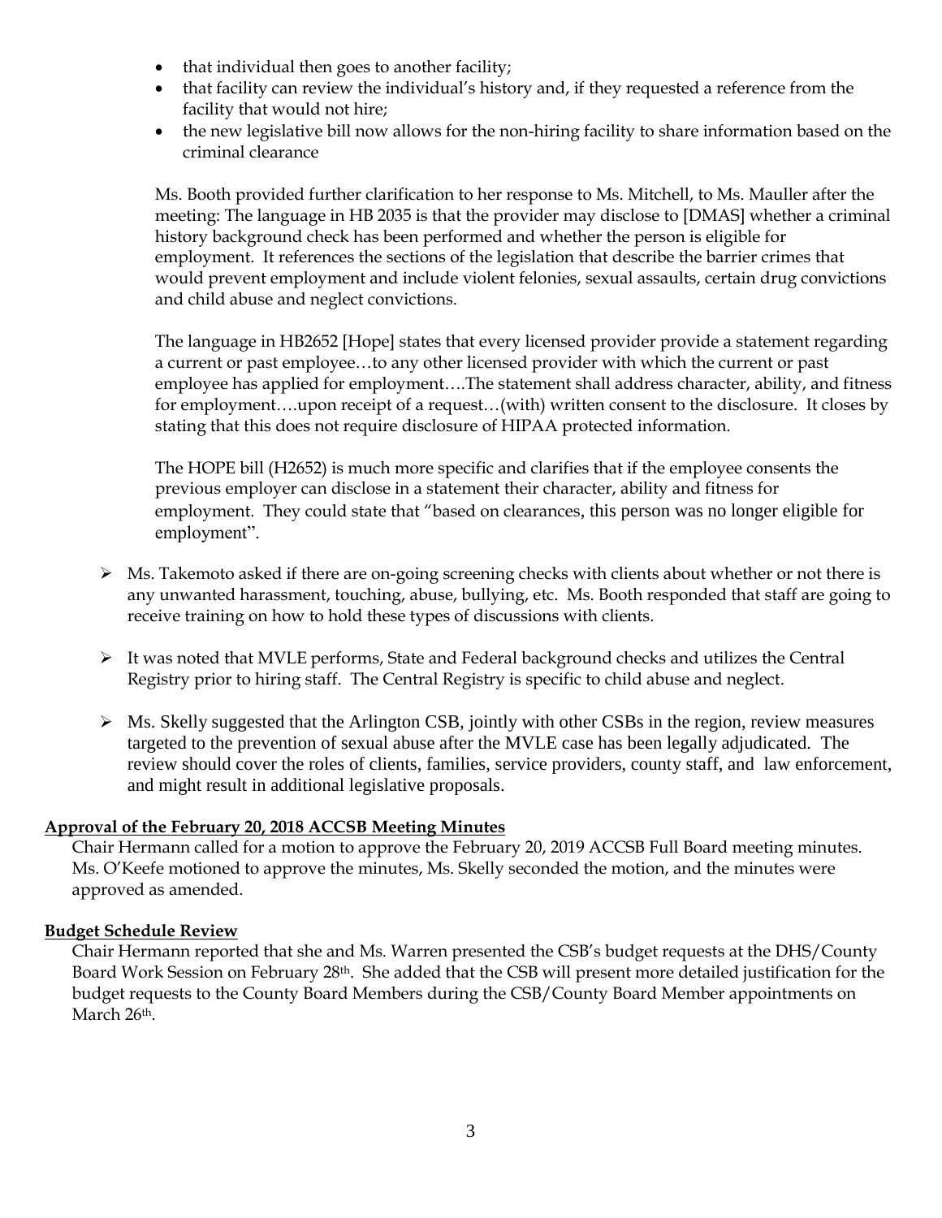- that individual then goes to another facility;
- that facility can review the individual's history and, if they requested a reference from the facility that would not hire;
- the new legislative bill now allows for the non-hiring facility to share information based on the criminal clearance

  Ms. Booth provided further clarification to her response to Ms. Mitchell, to Ms. Mauller after the meeting: The language in HB 2035 is that the provider may disclose to [DMAS] whether a criminal history background check has been performed and whether the person is eligible for employment. It references the sections of the legislation that describe the barrier crimes that would prevent employment and include violent felonies, sexual assaults, certain drug convictions and child abuse and neglect convictions.

  The language in HB2652 [Hope] states that every licensed provider provide a statement regarding a current or past employee…to any other licensed provider with which the current or past employee has applied for employment….The statement shall address character, ability, and fitness for employment….upon receipt of a request…(with) written consent to the disclosure. It closes by stating that this does not require disclosure of HIPAA protected information.

  The HOPE bill (H2652) is much more specific and clarifies that if the employee consents the previous employer can disclose in a statement their character, ability and fitness for employment. They could state that "based on clearances, this person was no longer eligible for employment".

- Ms. Takemoto asked if there are on-going screening checks with clients about whether or not there is any unwanted harassment, touching, abuse, bullying, etc. Ms. Booth responded that staff are going to receive training on how to hold these types of discussions with clients.

- It was noted that MVLE performs, State and Federal background checks and utilizes the Central Registry prior to hiring staff. The Central Registry is specific to child abuse and neglect.

- Ms. Skelly suggested that the Arlington CSB, jointly with other CSBs in the region, review measures targeted to the prevention of sexual abuse after the MVLE case has been legally adjudicated. The review should cover the roles of clients, families, service providers, county staff, and law enforcement, and might result in additional legislative proposals.

**Approval of the February 20, 2018 ACCSB Meeting Minutes**

Chair Hermann called for a motion to approve the February 20, 2019 ACCSB Full Board meeting minutes. Ms. O'Keefe motioned to approve the minutes, Ms. Skelly seconded the motion, and the minutes were approved as amended.

**Budget Schedule Review**

Chair Hermann reported that she and Ms. Warren presented the CSB's budget requests at the DHS/County Board Work Session on February 28th. She added that the CSB will present more detailed justification for the budget requests to the County Board Members during the CSB/County Board Member appointments on March 26th.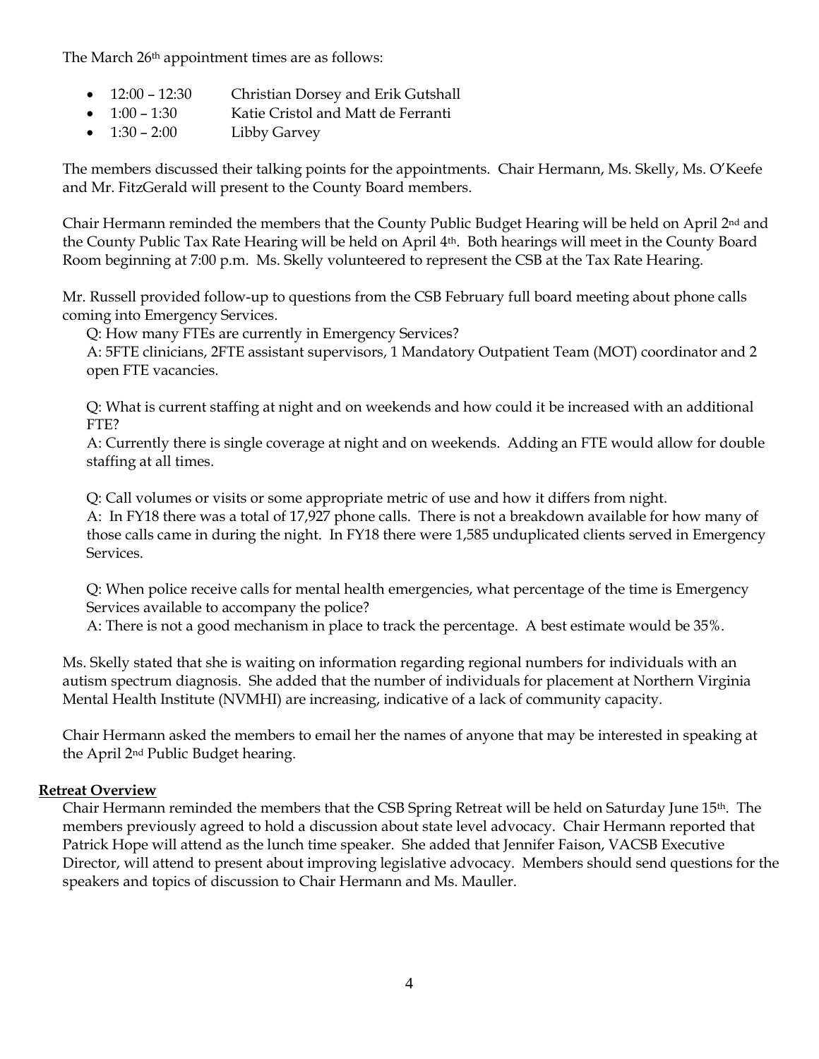The March 26th appointment times are as follows:

- 12:00 – 12:30 Christian Dorsey and Erik Gutshall
- 1:00 – 1:30 Katie Cristol and Matt de Ferranti
- 1:30 – 2:00 Libby Garvey

The members discussed their talking points for the appointments. Chair Hermann, Ms. Skelly, Ms. O'Keefe and Mr. FitzGerald will present to the County Board members.

Chair Hermann reminded the members that the County Public Budget Hearing will be held on April 2nd and the County Public Tax Rate Hearing will be held on April 4th. Both hearings will meet in the County Board Room beginning at 7:00 p.m. Ms. Skelly volunteered to represent the CSB at the Tax Rate Hearing.

Mr. Russell provided follow-up to questions from the CSB February full board meeting about phone calls coming into Emergency Services.

Q: How many FTEs are currently in Emergency Services?
A: 5FTE clinicians, 2FTE assistant supervisors, 1 Mandatory Outpatient Team (MOT) coordinator and 2 open FTE vacancies.

Q: What is current staffing at night and on weekends and how could it be increased with an additional FTE?
A: Currently there is single coverage at night and on weekends. Adding an FTE would allow for double staffing at all times.

Q: Call volumes or visits or some appropriate metric of use and how it differs from night.
A: In FY18 there was a total of 17,927 phone calls. There is not a breakdown available for how many of those calls came in during the night. In FY18 there were 1,585 unduplicated clients served in Emergency Services.

Q: When police receive calls for mental health emergencies, what percentage of the time is Emergency Services available to accompany the police?
A: There is not a good mechanism in place to track the percentage. A best estimate would be 35%.

Ms. Skelly stated that she is waiting on information regarding regional numbers for individuals with an autism spectrum diagnosis. She added that the number of individuals for placement at Northern Virginia Mental Health Institute (NVMHI) are increasing, indicative of a lack of community capacity.

Chair Hermann asked the members to email her the names of anyone that may be interested in speaking at the April 2nd Public Budget hearing.

**Retreat Overview**

Chair Hermann reminded the members that the CSB Spring Retreat will be held on Saturday June 15th. The members previously agreed to hold a discussion about state level advocacy. Chair Hermann reported that Patrick Hope will attend as the lunch time speaker. She added that Jennifer Faison, VACSB Executive Director, will attend to present about improving legislative advocacy. Members should send questions for the speakers and topics of discussion to Chair Hermann and Ms. Mauller.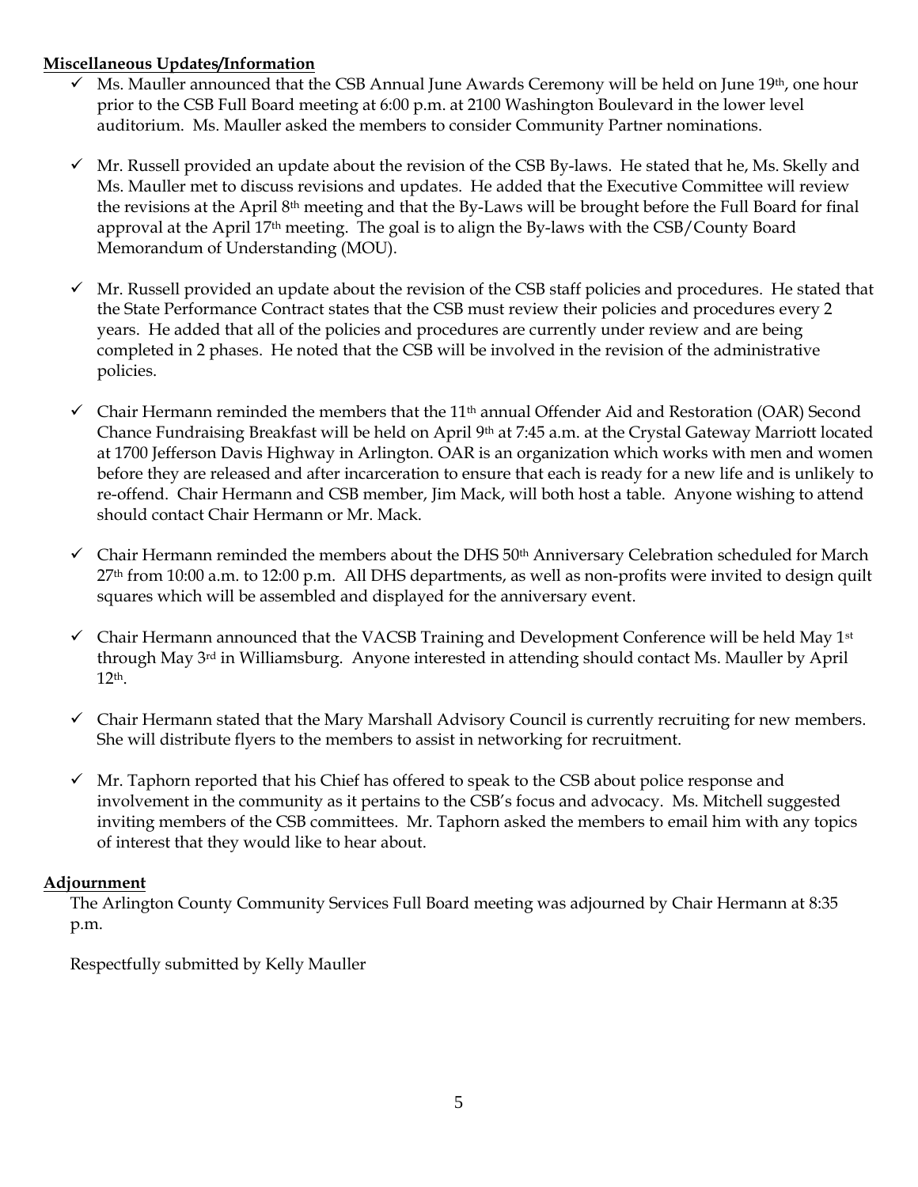**Miscellaneous Updates/Information**

- ✓ Ms. Mauller announced that the CSB Annual June Awards Ceremony will be held on June 19th, one hour prior to the CSB Full Board meeting at 6:00 p.m. at 2100 Washington Boulevard in the lower level auditorium. Ms. Mauller asked the members to consider Community Partner nominations.

- ✓ Mr. Russell provided an update about the revision of the CSB By-laws. He stated that he, Ms. Skelly and Ms. Mauller met to discuss revisions and updates. He added that the Executive Committee will review the revisions at the April 8th meeting and that the By-Laws will be brought before the Full Board for final approval at the April 17th meeting. The goal is to align the By-laws with the CSB/County Board Memorandum of Understanding (MOU).

- ✓ Mr. Russell provided an update about the revision of the CSB staff policies and procedures. He stated that the State Performance Contract states that the CSB must review their policies and procedures every 2 years. He added that all of the policies and procedures are currently under review and are being completed in 2 phases. He noted that the CSB will be involved in the revision of the administrative policies.

- ✓ Chair Hermann reminded the members that the 11th annual Offender Aid and Restoration (OAR) Second Chance Fundraising Breakfast will be held on April 9th at 7:45 a.m. at the Crystal Gateway Marriott located at 1700 Jefferson Davis Highway in Arlington. OAR is an organization which works with men and women before they are released and after incarceration to ensure that each is ready for a new life and is unlikely to re-offend. Chair Hermann and CSB member, Jim Mack, will both host a table. Anyone wishing to attend should contact Chair Hermann or Mr. Mack.

- ✓ Chair Hermann reminded the members about the DHS 50th Anniversary Celebration scheduled for March 27th from 10:00 a.m. to 12:00 p.m. All DHS departments, as well as non-profits were invited to design quilt squares which will be assembled and displayed for the anniversary event.

- ✓ Chair Hermann announced that the VACSB Training and Development Conference will be held May 1st through May 3rd in Williamsburg. Anyone interested in attending should contact Ms. Mauller by April 12th.

- ✓ Chair Hermann stated that the Mary Marshall Advisory Council is currently recruiting for new members. She will distribute flyers to the members to assist in networking for recruitment.

- ✓ Mr. Taphorn reported that his Chief has offered to speak to the CSB about police response and involvement in the community as it pertains to the CSB's focus and advocacy. Ms. Mitchell suggested inviting members of the CSB committees. Mr. Taphorn asked the members to email him with any topics of interest that they would like to hear about.

**Adjournment**

The Arlington County Community Services Full Board meeting was adjourned by Chair Hermann at 8:35 p.m.

Respectfully submitted by Kelly Mauller